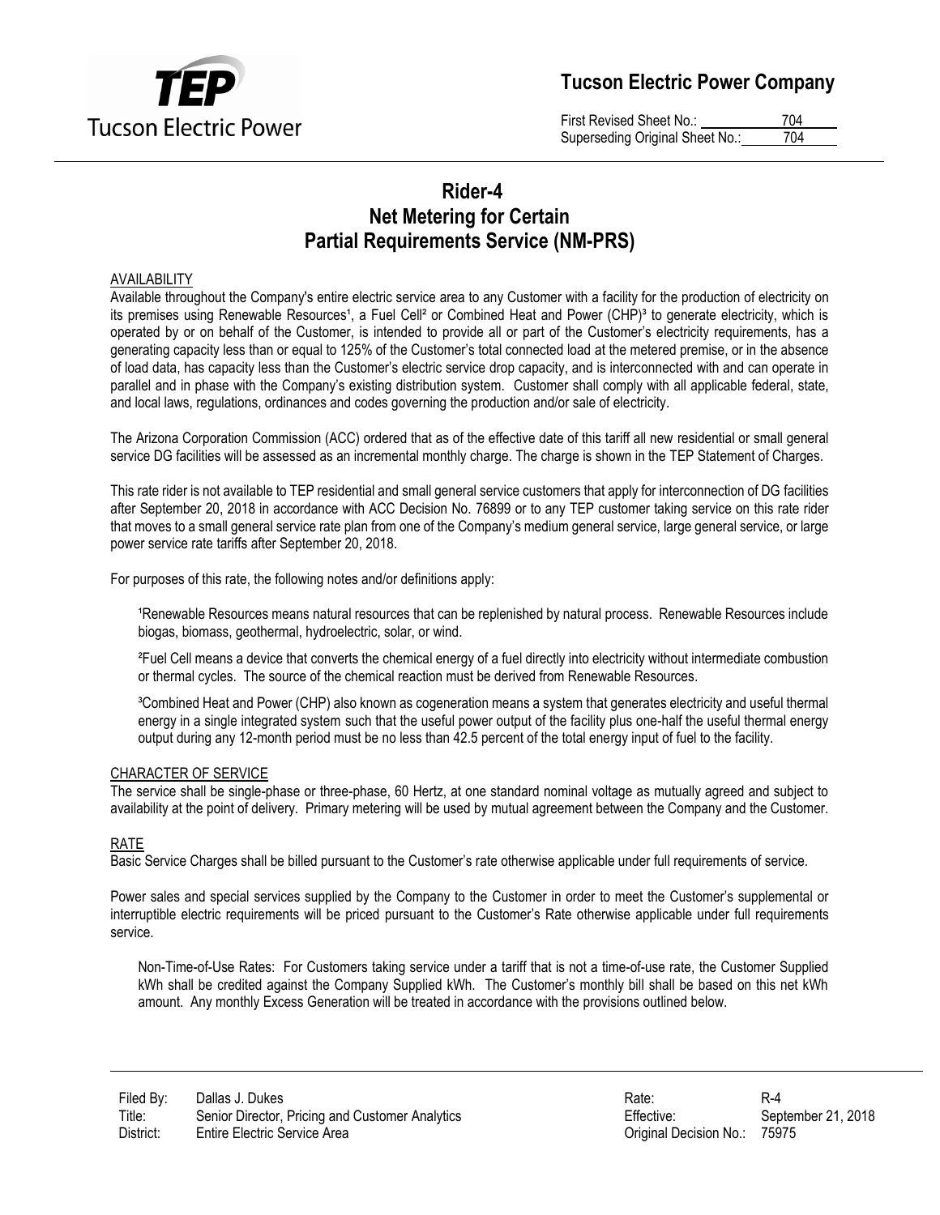# Rider-4
# Net Metering for Certain Partial Requirements Service (NM-PRS)

## AVAILABILITY

Available throughout the Company's entire electric service area to any Customer with a facility for the production of electricity on its premises using Renewable Resources[1], a Fuel Cell[2] or Combined Heat and Power (CHP)[3] to generate electricity, which is operated by or on behalf of the Customer, is intended to provide all or part of the Customer's electricity requirements, has a generating capacity less than or equal to 125% of the Customer's total connected load at the metered premise, or in the absence of load data, has capacity less than the Customer's electric service drop capacity, and is interconnected with and can operate in parallel and in phase with the Company's existing distribution system. Customer shall comply with all applicable federal, state, and local laws, regulations, ordinances and codes governing the production and/or sale of electricity.

The Arizona Corporation Commission (ACC) ordered that as of the effective date of this tariff all new residential or small general service DG facilities will be assessed as an incremental monthly charge. The charge is shown in the TEP Statement of Charges.

This rate rider is not available to TEP residential and small general service customers that apply for interconnection of DG facilities after September 20, 2018 in accordance with ACC Decision No. 76899 or to any TEP customer taking service on this rate rider that moves to a small general service rate plan from one of the Company's medium general service, large general service, or large power service rate tariffs after September 20, 2018.

For purposes of this rate, the following notes and/or definitions apply:

> [1]Renewable Resources means natural resources that can be replenished by natural process. Renewable Resources include biogas, biomass, geothermal, hydroelectric, solar, or wind.
>
> [2]Fuel Cell means a device that converts the chemical energy of a fuel directly into electricity without intermediate combustion or thermal cycles. The source of the chemical reaction must be derived from Renewable Resources.
>
> [3]Combined Heat and Power (CHP) also known as cogeneration means a system that generates electricity and useful thermal energy in a single integrated system such that the useful power output of the facility plus one-half the useful thermal energy output during any 12-month period must be no less than 42.5 percent of the total energy input of fuel to the facility.

## CHARACTER OF SERVICE

The service shall be single-phase or three-phase, 60 Hertz, at one standard nominal voltage as mutually agreed and subject to availability at the point of delivery. Primary metering will be used by mutual agreement between the Company and the Customer.

## RATE

Basic Service Charges shall be billed pursuant to the Customer's rate otherwise applicable under full requirements of service.

Power sales and special services supplied by the Company to the Customer in order to meet the Customer's supplemental or interruptible electric requirements will be priced pursuant to the Customer's Rate otherwise applicable under full requirements service.

> Non-Time-of-Use Rates: For Customers taking service under a tariff that is not a time-of-use rate, the Customer Supplied kWh shall be credited against the Company Supplied kWh. The Customer's monthly bill shall be based on this net kWh amount. Any monthly Excess Generation will be treated in accordance with the provisions outlined below.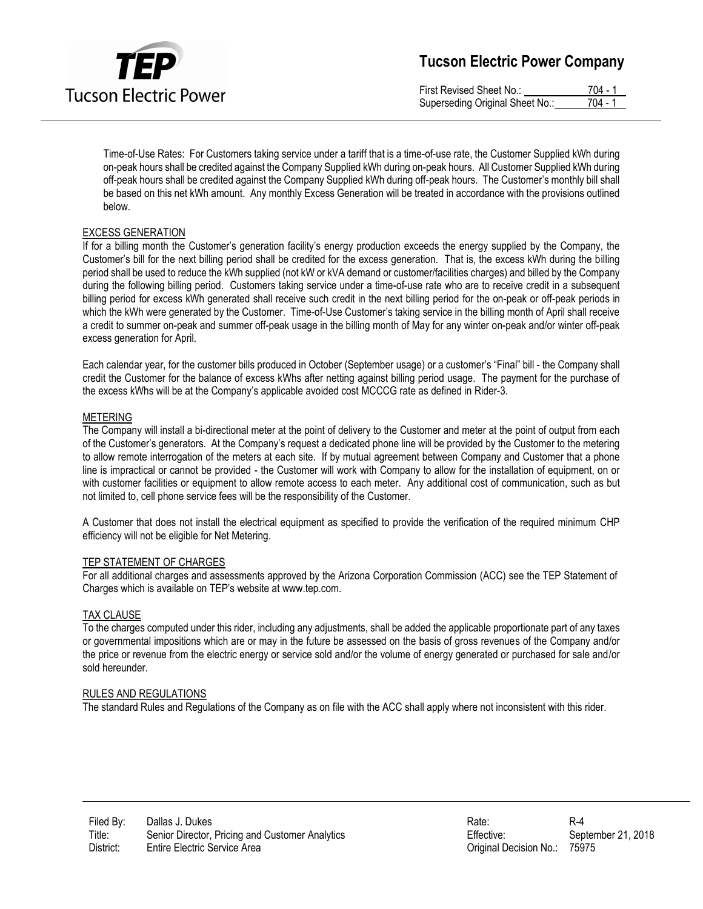Time-of-Use Rates: For Customers taking service under a tariff that is a time-of-use rate, the Customer Supplied kWh during on-peak hours shall be credited against the Company Supplied kWh during on-peak hours. All Customer Supplied kWh during off-peak hours shall be credited against the Company Supplied kWh during off-peak hours. The Customer's monthly bill shall be based on this net kWh amount. Any monthly Excess Generation will be treated in accordance with the provisions outlined below.

## EXCESS GENERATION

If for a billing month the Customer's generation facility's energy production exceeds the energy supplied by the Company, the Customer's bill for the next billing period shall be credited for the excess generation. That is, the excess kWh during the billing period shall be used to reduce the kWh supplied (not kW or kVA demand or customer/facilities charges) and billed by the Company during the following billing period. Customers taking service under a time-of-use rate who are to receive credit in a subsequent billing period for excess kWh generated shall receive such credit in the next billing period for the on-peak or off-peak periods in which the kWh were generated by the Customer. Time-of-Use Customer's taking service in the billing month of April shall receive a credit to summer on-peak and summer off-peak usage in the billing month of May for any winter on-peak and/or winter off-peak excess generation for April.

Each calendar year, for the customer bills produced in October (September usage) or a customer's "Final" bill - the Company shall credit the Customer for the balance of excess kWhs after netting against billing period usage. The payment for the purchase of the excess kWhs will be at the Company's applicable avoided cost MCCCG rate as defined in Rider-3.

## METERING

The Company will install a bi-directional meter at the point of delivery to the Customer and meter at the point of output from each of the Customer's generators. At the Company's request a dedicated phone line will be provided by the Customer to the metering to allow remote interrogation of the meters at each site. If by mutual agreement between Company and Customer that a phone line is impractical or cannot be provided - the Customer will work with Company to allow for the installation of equipment, on or with customer facilities or equipment to allow remote access to each meter. Any additional cost of communication, such as but not limited to, cell phone service fees will be the responsibility of the Customer.

A Customer that does not install the electrical equipment as specified to provide the verification of the required minimum CHP efficiency will not be eligible for Net Metering.

## TEP STATEMENT OF CHARGES

For all additional charges and assessments approved by the Arizona Corporation Commission (ACC) see the TEP Statement of Charges which is available on TEP's website at www.tep.com.

## TAX CLAUSE

To the charges computed under this rider, including any adjustments, shall be added the applicable proportionate part of any taxes or governmental impositions which are or may in the future be assessed on the basis of gross revenues of the Company and/or the price or revenue from the electric energy or service sold and/or the volume of energy generated or purchased for sale and/or sold hereunder.

## RULES AND REGULATIONS

The standard Rules and Regulations of the Company as on file with the ACC shall apply where not inconsistent with this rider.